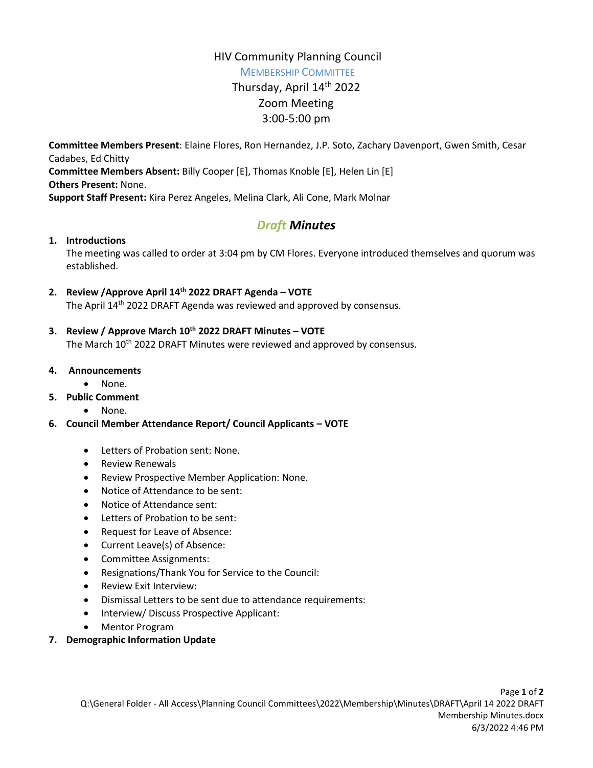# HIV Community Planning Council

## Membership Committee

Thursday, April 14th 2022
Zoom Meeting
3:00-5:00 pm

**Committee Members Present**: Elaine Flores, Ron Hernandez, J.P. Soto, Zachary Davenport, Gwen Smith, Cesar Cadabes, Ed Chitty
**Committee Members Absent:** Billy Cooper [E], Thomas Knoble [E], Helen Lin [E]
**Others Present:** None.
**Support Staff Present:** Kira Perez Angeles, Melina Clark, Ali Cone, Mark Molnar

## *Draft Minutes*

1. **Introductions**
   The meeting was called to order at 3:04 pm by CM Flores. Everyone introduced themselves and quorum was established.

2. **Review /Approve April 14th 2022 DRAFT Agenda – VOTE**
   The April 14th 2022 DRAFT Agenda was reviewed and approved by consensus.

3. **Review / Approve March 10th 2022 DRAFT Minutes – VOTE**
   The March 10th 2022 DRAFT Minutes were reviewed and approved by consensus.

4. **Announcements**
   - None.

5. **Public Comment**
   - None.

6. **Council Member Attendance Report/ Council Applicants – VOTE**
   - Letters of Probation sent: None.
   - Review Renewals
   - Review Prospective Member Application: None.
   - Notice of Attendance to be sent:
   - Notice of Attendance sent:
   - Letters of Probation to be sent:
   - Request for Leave of Absence:
   - Current Leave(s) of Absence:
   - Committee Assignments:
   - Resignations/Thank You for Service to the Council:
   - Review Exit Interview:
   - Dismissal Letters to be sent due to attendance requirements:
   - Interview/ Discuss Prospective Applicant:
   - Mentor Program

7. **Demographic Information Update**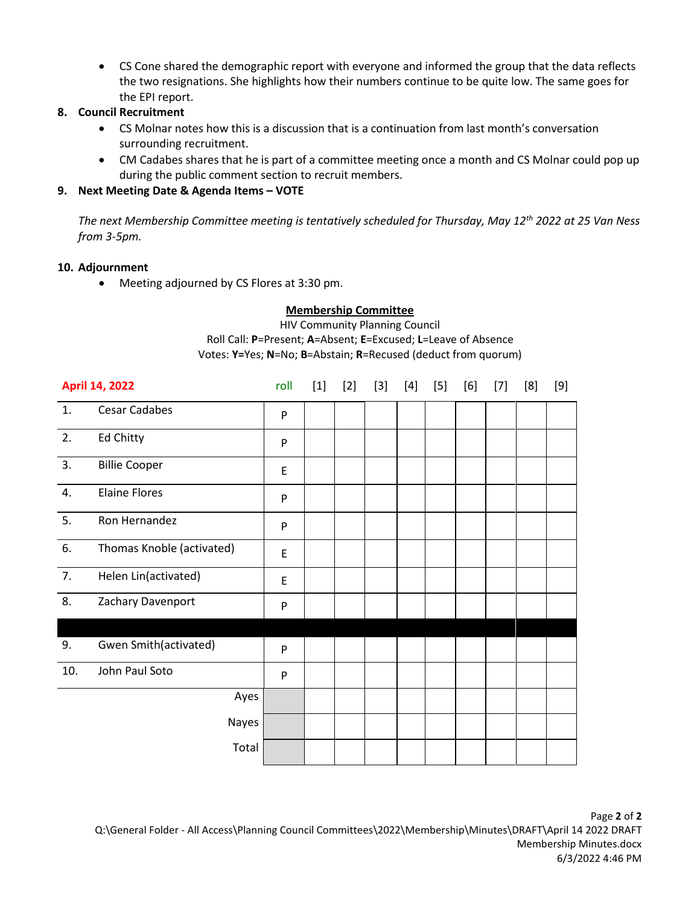- CS Cone shared the demographic report with everyone and informed the group that the data reflects the two resignations. She highlights how their numbers continue to be quite low. The same goes for the EPI report.

**8. Council Recruitment**

- CS Molnar notes how this is a discussion that is a continuation from last month's conversation surrounding recruitment.
- CM Cadabes shares that he is part of a committee meeting once a month and CS Molnar could pop up during the public comment section to recruit members.

**9. Next Meeting Date & Agenda Items – VOTE**

*The next Membership Committee meeting is tentatively scheduled for Thursday, May 12th 2022 at 25 Van Ness from 3-5pm.*

**10. Adjournment**

- Meeting adjourned by CS Flores at 3:30 pm.

**Membership Committee**

HIV Community Planning Council

Roll Call: **P**=Present; **A**=Absent; **E**=Excused; **L**=Leave of Absence

Votes: **Y**=Yes; **N**=No; **B**=Abstain; **R**=Recused (deduct from quorum)

| April 14, 2022 | | roll | [1] | [2] | [3] | [4] | [5] | [6] | [7] | [8] | [9] |
|---|---|---|---|---|---|---|---|---|---|---|---|
| 1. | Cesar Cadabes | P | | | | | | | | | |
| 2. | Ed Chitty | P | | | | | | | | | |
| 3. | Billie Cooper | E | | | | | | | | | |
| 4. | Elaine Flores | P | | | | | | | | | |
| 5. | Ron Hernandez | P | | | | | | | | | |
| 6. | Thomas Knoble (activated) | E | | | | | | | | | |
| 7. | Helen Lin(activated) | E | | | | | | | | | |
| 8. | Zachary Davenport | P | | | | | | | | | |
| | | | | | | | | | | | |
| 9. | Gwen Smith(activated) | P | | | | | | | | | |
| 10. | John Paul Soto | P | | | | | | | | | |
| | Ayes | | | | | | | | | | |
| | Nayes | | | | | | | | | | |
| | Total | | | | | | | | | | |

Q:\General Folder - All Access\Planning Council Committees\2022\Membership\Minutes\DRAFT\April 14 2022 DRAFT Membership Minutes.docx
6/3/2022 4:46 PM